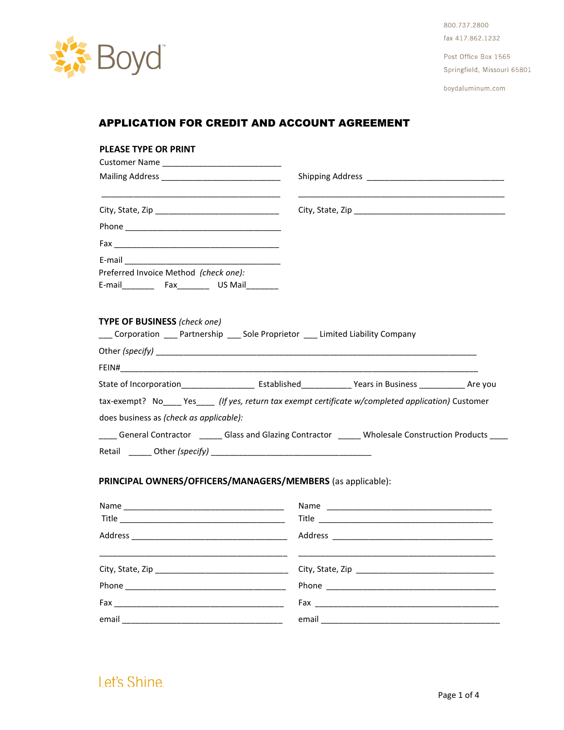Boyd

800.737.2800
fax 417.862.1232

Post Office Box 1565
Springfield, Missouri 65801

boydaluminum.com

# APPLICATION FOR CREDIT AND ACCOUNT AGREEMENT

**PLEASE TYPE OR PRINT**

Customer Name ___________________________

Mailing Address ___________________________

___________________________________________

City, State, Zip ___________________________

Shipping Address ______________________________

_______________________________________________

City, State, Zip __________________________________

Phone ___________________________________

Fax _____________________________________

E-mail ___________________________________

Preferred Invoice Method *(check one):*

E-mail_______ Fax_______ US Mail_______

**TYPE OF BUSINESS** *(check one)*

___ Corporation ___ Partnership ___ Sole Proprietor ___ Limited Liability Company

Other *(specify)* ___________________________________________________________________

FEIN#_____________________________________________________________________________

State of Incorporation________________ Established___________ Years in Business __________ Are you tax-exempt? No____ Yes____ *(If yes, return tax exempt certificate w/completed application)* Customer does business as *(check as applicable):*

____ General Contractor _____ Glass and Glazing Contractor _____ Wholesale Construction Products ____ Retail _____ Other *(specify)* ___________________________________

**PRINCIPAL OWNERS/OFFICERS/MANAGERS/MEMBERS** (as applicable):

Name ___________________________________

Title ____________________________________

Address _________________________________

_________________________________________

City, State, Zip ___________________________

Phone ___________________________________

Fax _____________________________________

email ___________________________________

Name ___________________________________

Title ____________________________________

Address _________________________________

_________________________________________

City, State, Zip ___________________________

Phone ___________________________________

Fax _____________________________________

email ___________________________________

Let's Shine.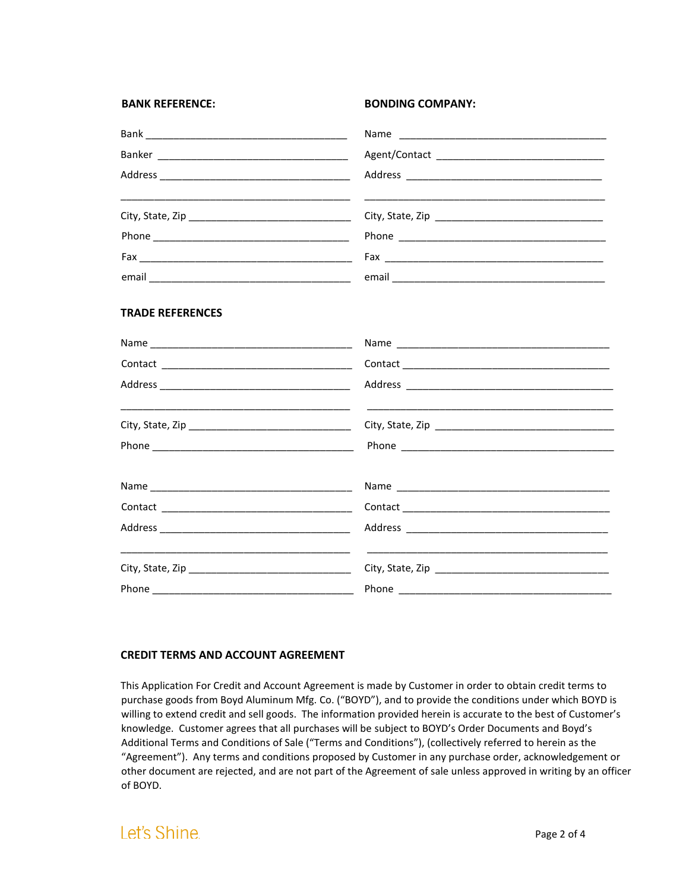**BANK REFERENCE:**

Bank \_\_\_\_\_\_\_\_\_\_\_\_\_\_\_\_\_\_\_\_\_\_\_\_\_\_\_\_\_\_\_\_\_\_\_\_\_\_

Banker \_\_\_\_\_\_\_\_\_\_\_\_\_\_\_\_\_\_\_\_\_\_\_\_\_\_\_\_\_\_\_\_\_\_\_\_\_\_

Address \_\_\_\_\_\_\_\_\_\_\_\_\_\_\_\_\_\_\_\_\_\_\_\_\_\_\_\_\_\_\_\_\_\_\_\_\_\_

\_\_\_\_\_\_\_\_\_\_\_\_\_\_\_\_\_\_\_\_\_\_\_\_\_\_\_\_\_\_\_\_\_\_\_\_\_\_\_\_\_\_\_\_

City, State, Zip \_\_\_\_\_\_\_\_\_\_\_\_\_\_\_\_\_\_\_\_\_\_\_\_\_\_\_\_\_\_

Phone \_\_\_\_\_\_\_\_\_\_\_\_\_\_\_\_\_\_\_\_\_\_\_\_\_\_\_\_\_\_\_\_\_\_\_\_\_\_

Fax \_\_\_\_\_\_\_\_\_\_\_\_\_\_\_\_\_\_\_\_\_\_\_\_\_\_\_\_\_\_\_\_\_\_\_\_\_\_\_\_

email \_\_\_\_\_\_\_\_\_\_\_\_\_\_\_\_\_\_\_\_\_\_\_\_\_\_\_\_\_\_\_\_\_\_\_\_\_\_

**BONDING COMPANY:**

Name \_\_\_\_\_\_\_\_\_\_\_\_\_\_\_\_\_\_\_\_\_\_\_\_\_\_\_\_\_\_\_\_\_\_\_\_\_\_

Agent/Contact \_\_\_\_\_\_\_\_\_\_\_\_\_\_\_\_\_\_\_\_\_\_\_\_\_\_\_\_\_\_\_\_

Address \_\_\_\_\_\_\_\_\_\_\_\_\_\_\_\_\_\_\_\_\_\_\_\_\_\_\_\_\_\_\_\_\_\_\_\_\_\_

\_\_\_\_\_\_\_\_\_\_\_\_\_\_\_\_\_\_\_\_\_\_\_\_\_\_\_\_\_\_\_\_\_\_\_\_\_\_\_\_\_\_\_\_

City, State, Zip \_\_\_\_\_\_\_\_\_\_\_\_\_\_\_\_\_\_\_\_\_\_\_\_\_\_\_\_\_\_

Phone \_\_\_\_\_\_\_\_\_\_\_\_\_\_\_\_\_\_\_\_\_\_\_\_\_\_\_\_\_\_\_\_\_\_\_\_\_\_

Fax \_\_\_\_\_\_\_\_\_\_\_\_\_\_\_\_\_\_\_\_\_\_\_\_\_\_\_\_\_\_\_\_\_\_\_\_\_\_\_\_

email \_\_\_\_\_\_\_\_\_\_\_\_\_\_\_\_\_\_\_\_\_\_\_\_\_\_\_\_\_\_\_\_\_\_\_\_\_\_

**TRADE REFERENCES**

Name \_\_\_\_\_\_\_\_\_\_\_\_\_\_\_\_\_\_\_\_\_\_\_\_\_\_\_\_\_\_\_\_\_\_\_\_\_\_

Contact \_\_\_\_\_\_\_\_\_\_\_\_\_\_\_\_\_\_\_\_\_\_\_\_\_\_\_\_\_\_\_\_\_\_\_\_

Address \_\_\_\_\_\_\_\_\_\_\_\_\_\_\_\_\_\_\_\_\_\_\_\_\_\_\_\_\_\_\_\_\_\_\_\_\_\_

\_\_\_\_\_\_\_\_\_\_\_\_\_\_\_\_\_\_\_\_\_\_\_\_\_\_\_\_\_\_\_\_\_\_\_\_\_\_\_\_\_\_\_\_

City, State, Zip \_\_\_\_\_\_\_\_\_\_\_\_\_\_\_\_\_\_\_\_\_\_\_\_\_\_\_\_\_\_

Phone \_\_\_\_\_\_\_\_\_\_\_\_\_\_\_\_\_\_\_\_\_\_\_\_\_\_\_\_\_\_\_\_\_\_\_\_\_\_

Name \_\_\_\_\_\_\_\_\_\_\_\_\_\_\_\_\_\_\_\_\_\_\_\_\_\_\_\_\_\_\_\_\_\_\_\_\_\_

Contact \_\_\_\_\_\_\_\_\_\_\_\_\_\_\_\_\_\_\_\_\_\_\_\_\_\_\_\_\_\_\_\_\_\_\_\_

Address \_\_\_\_\_\_\_\_\_\_\_\_\_\_\_\_\_\_\_\_\_\_\_\_\_\_\_\_\_\_\_\_\_\_\_\_\_\_

\_\_\_\_\_\_\_\_\_\_\_\_\_\_\_\_\_\_\_\_\_\_\_\_\_\_\_\_\_\_\_\_\_\_\_\_\_\_\_\_\_\_\_\_

City, State, Zip \_\_\_\_\_\_\_\_\_\_\_\_\_\_\_\_\_\_\_\_\_\_\_\_\_\_\_\_\_\_

Phone \_\_\_\_\_\_\_\_\_\_\_\_\_\_\_\_\_\_\_\_\_\_\_\_\_\_\_\_\_\_\_\_\_\_\_\_\_\_

Name \_\_\_\_\_\_\_\_\_\_\_\_\_\_\_\_\_\_\_\_\_\_\_\_\_\_\_\_\_\_\_\_\_\_\_\_\_\_

Contact \_\_\_\_\_\_\_\_\_\_\_\_\_\_\_\_\_\_\_\_\_\_\_\_\_\_\_\_\_\_\_\_\_\_\_\_

Address \_\_\_\_\_\_\_\_\_\_\_\_\_\_\_\_\_\_\_\_\_\_\_\_\_\_\_\_\_\_\_\_\_\_\_\_\_\_

\_\_\_\_\_\_\_\_\_\_\_\_\_\_\_\_\_\_\_\_\_\_\_\_\_\_\_\_\_\_\_\_\_\_\_\_\_\_\_\_\_\_\_\_

City, State, Zip \_\_\_\_\_\_\_\_\_\_\_\_\_\_\_\_\_\_\_\_\_\_\_\_\_\_\_\_\_\_

Phone \_\_\_\_\_\_\_\_\_\_\_\_\_\_\_\_\_\_\_\_\_\_\_\_\_\_\_\_\_\_\_\_\_\_\_\_\_\_

Name \_\_\_\_\_\_\_\_\_\_\_\_\_\_\_\_\_\_\_\_\_\_\_\_\_\_\_\_\_\_\_\_\_\_\_\_\_\_

Contact \_\_\_\_\_\_\_\_\_\_\_\_\_\_\_\_\_\_\_\_\_\_\_\_\_\_\_\_\_\_\_\_\_\_\_\_

Address \_\_\_\_\_\_\_\_\_\_\_\_\_\_\_\_\_\_\_\_\_\_\_\_\_\_\_\_\_\_\_\_\_\_\_\_\_\_

\_\_\_\_\_\_\_\_\_\_\_\_\_\_\_\_\_\_\_\_\_\_\_\_\_\_\_\_\_\_\_\_\_\_\_\_\_\_\_\_\_\_\_\_

City, State, Zip \_\_\_\_\_\_\_\_\_\_\_\_\_\_\_\_\_\_\_\_\_\_\_\_\_\_\_\_\_\_

Phone \_\_\_\_\_\_\_\_\_\_\_\_\_\_\_\_\_\_\_\_\_\_\_\_\_\_\_\_\_\_\_\_\_\_\_\_\_\_

**CREDIT TERMS AND ACCOUNT AGREEMENT**

This Application For Credit and Account Agreement is made by Customer in order to obtain credit terms to purchase goods from Boyd Aluminum Mfg. Co. ("BOYD"), and to provide the conditions under which BOYD is willing to extend credit and sell goods. The information provided herein is accurate to the best of Customer's knowledge. Customer agrees that all purchases will be subject to BOYD's Order Documents and Boyd's Additional Terms and Conditions of Sale ("Terms and Conditions"), (collectively referred to herein as the "Agreement"). Any terms and conditions proposed by Customer in any purchase order, acknowledgement or other document are rejected, and are not part of the Agreement of sale unless approved in writing by an officer of BOYD.

Let's Shine.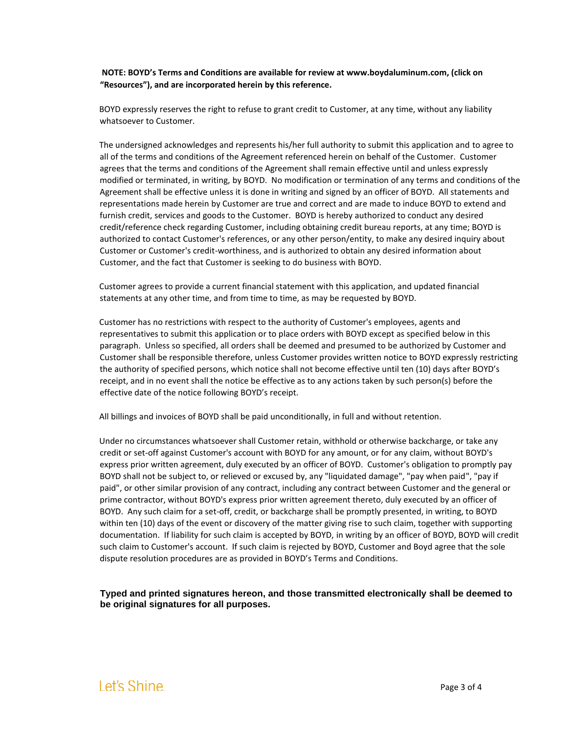**NOTE: BOYD's Terms and Conditions are available for review at www.boydaluminum.com, (click on "Resources"), and are incorporated herein by this reference.**

BOYD expressly reserves the right to refuse to grant credit to Customer, at any time, without any liability whatsoever to Customer.

The undersigned acknowledges and represents his/her full authority to submit this application and to agree to all of the terms and conditions of the Agreement referenced herein on behalf of the Customer. Customer agrees that the terms and conditions of the Agreement shall remain effective until and unless expressly modified or terminated, in writing, by BOYD. No modification or termination of any terms and conditions of the Agreement shall be effective unless it is done in writing and signed by an officer of BOYD. All statements and representations made herein by Customer are true and correct and are made to induce BOYD to extend and furnish credit, services and goods to the Customer. BOYD is hereby authorized to conduct any desired credit/reference check regarding Customer, including obtaining credit bureau reports, at any time; BOYD is authorized to contact Customer's references, or any other person/entity, to make any desired inquiry about Customer or Customer's credit-worthiness, and is authorized to obtain any desired information about Customer, and the fact that Customer is seeking to do business with BOYD.

Customer agrees to provide a current financial statement with this application, and updated financial statements at any other time, and from time to time, as may be requested by BOYD.

Customer has no restrictions with respect to the authority of Customer's employees, agents and representatives to submit this application or to place orders with BOYD except as specified below in this paragraph. Unless so specified, all orders shall be deemed and presumed to be authorized by Customer and Customer shall be responsible therefore, unless Customer provides written notice to BOYD expressly restricting the authority of specified persons, which notice shall not become effective until ten (10) days after BOYD's receipt, and in no event shall the notice be effective as to any actions taken by such person(s) before the effective date of the notice following BOYD's receipt.

All billings and invoices of BOYD shall be paid unconditionally, in full and without retention.

Under no circumstances whatsoever shall Customer retain, withhold or otherwise backcharge, or take any credit or set-off against Customer's account with BOYD for any amount, or for any claim, without BOYD's express prior written agreement, duly executed by an officer of BOYD. Customer's obligation to promptly pay BOYD shall not be subject to, or relieved or excused by, any "liquidated damage", "pay when paid", "pay if paid", or other similar provision of any contract, including any contract between Customer and the general or prime contractor, without BOYD's express prior written agreement thereto, duly executed by an officer of BOYD. Any such claim for a set-off, credit, or backcharge shall be promptly presented, in writing, to BOYD within ten (10) days of the event or discovery of the matter giving rise to such claim, together with supporting documentation. If liability for such claim is accepted by BOYD, in writing by an officer of BOYD, BOYD will credit such claim to Customer's account. If such claim is rejected by BOYD, Customer and Boyd agree that the sole dispute resolution procedures are as provided in BOYD's Terms and Conditions.

**Typed and printed signatures hereon, and those transmitted electronically shall be deemed to be original signatures for all purposes.**

Let's Shine.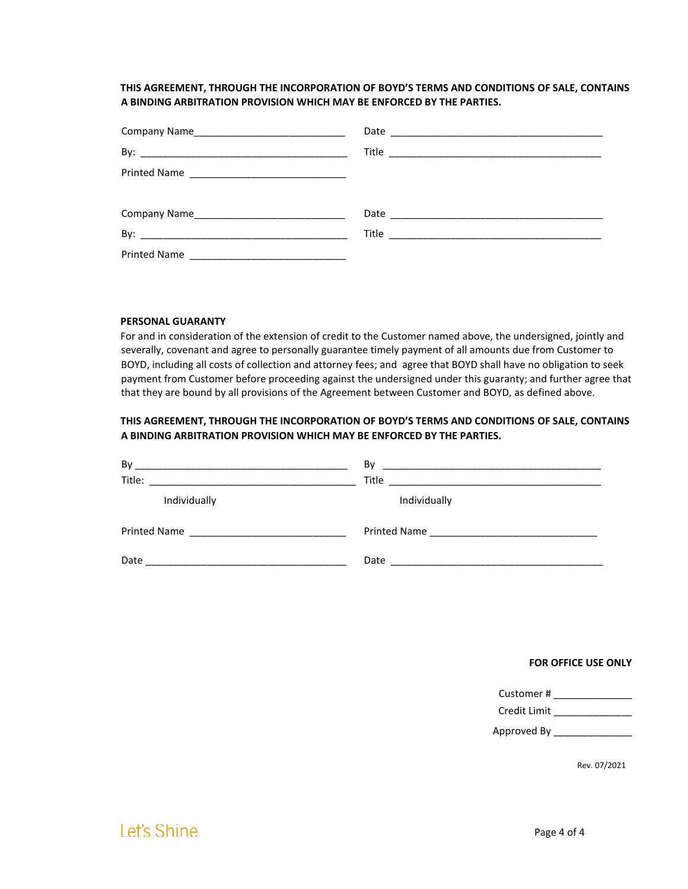**THIS AGREEMENT, THROUGH THE INCORPORATION OF BOYD'S TERMS AND CONDITIONS OF SALE, CONTAINS A BINDING ARBITRATION PROVISION WHICH MAY BE ENFORCED BY THE PARTIES.**

Company Name___________________________ Date _______________________________________

By: ______________________________________ Title _______________________________________

Printed Name ____________________________

Company Name___________________________ Date _______________________________________

By: ______________________________________ Title _______________________________________

Printed Name ____________________________

**PERSONAL GUARANTY**

For and in consideration of the extension of credit to the Customer named above, the undersigned, jointly and severally, covenant and agree to personally guarantee timely payment of all amounts due from Customer to BOYD, including all costs of collection and attorney fees; and agree that BOYD shall have no obligation to seek payment from Customer before proceeding against the undersigned under this guaranty; and further agree that that they are bound by all provisions of the Agreement between Customer and BOYD, as defined above.

**THIS AGREEMENT, THROUGH THE INCORPORATION OF BOYD'S TERMS AND CONDITIONS OF SALE, CONTAINS A BINDING ARBITRATION PROVISION WHICH MAY BE ENFORCED BY THE PARTIES.**

By ______________________________________ By _______________________________________

Title: ____________________________________ Title _______________________________________

Individually Individually

Printed Name ____________________________ Printed Name ______________________________

Date ____________________________________ Date _______________________________________

**FOR OFFICE USE ONLY**

Customer # ______________

Credit Limit ______________

Approved By ______________

Rev. 07/2021

Let's Shine